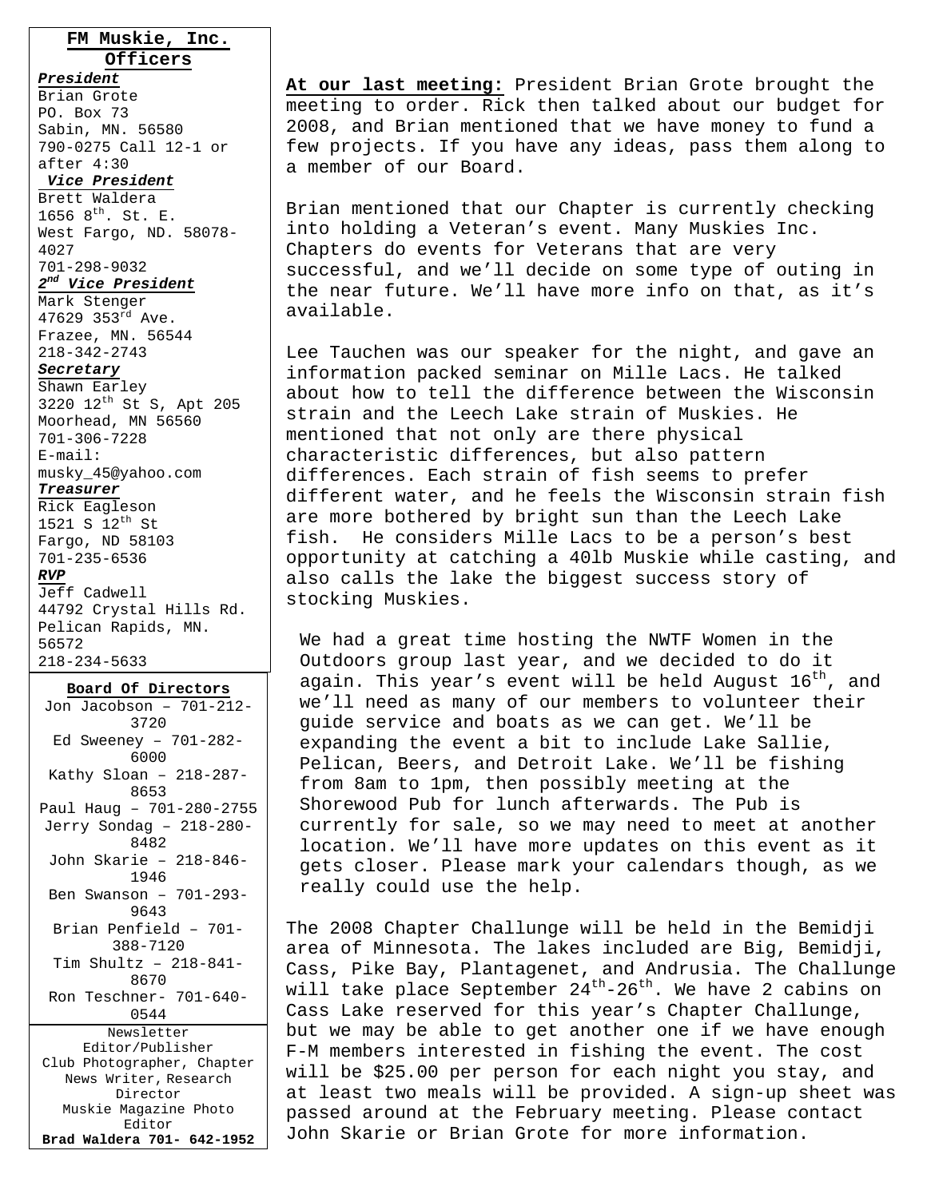**FM Muskie, Inc. Officers**

***President***
Brian Grote
PO. Box 73
Sabin, MN. 56580
790-0275 Call 12-1 or after 4:30

***Vice President***
Brett Waldera
1656 8th. St. E.
West Fargo, ND. 58078-4027
701-298-9032

***2nd Vice President***
Mark Stenger
47629 353rd Ave.
Frazee, MN. 56544
218-342-2743

***Secretary***
Shawn Earley
3220 12th St S, Apt 205
Moorhead, MN 56560
701-306-7228
E-mail: musky_45@yahoo.com

***Treasurer***
Rick Eagleson
1521 S 12th St
Fargo, ND 58103
701-235-6536

***RVP***
Jeff Cadwell
44792 Crystal Hills Rd.
Pelican Rapids, MN. 56572
218-234-5633

**Board Of Directors**

Jon Jacobson – 701-212-3720
Ed Sweeney – 701-282-6000
Kathy Sloan – 218-287-8653
Paul Haug – 701-280-2755
Jerry Sondag – 218-280-8482
John Skarie – 218-846-1946
Ben Swanson – 701-293-9643
Brian Penfield – 701-388-7120
Tim Shultz – 218-841-8670
Ron Teschner- 701-640-0544

Newsletter Editor/Publisher
Club Photographer, Chapter News Writer, Research Director
Muskie Magazine Photo Editor
**Brad Waldera 701- 642-1952**

**At our last meeting:** President Brian Grote brought the meeting to order. Rick then talked about our budget for 2008, and Brian mentioned that we have money to fund a few projects. If you have any ideas, pass them along to a member of our Board.

Brian mentioned that our Chapter is currently checking into holding a Veteran's event. Many Muskies Inc. Chapters do events for Veterans that are very successful, and we'll decide on some type of outing in the near future. We'll have more info on that, as it's available.

Lee Tauchen was our speaker for the night, and gave an information packed seminar on Mille Lacs. He talked about how to tell the difference between the Wisconsin strain and the Leech Lake strain of Muskies. He mentioned that not only are there physical characteristic differences, but also pattern differences. Each strain of fish seems to prefer different water, and he feels the Wisconsin strain fish are more bothered by bright sun than the Leech Lake fish. He considers Mille Lacs to be a person's best opportunity at catching a 40lb Muskie while casting, and also calls the lake the biggest success story of stocking Muskies.

We had a great time hosting the NWTF Women in the Outdoors group last year, and we decided to do it again. This year's event will be held August 16th, and we'll need as many of our members to volunteer their guide service and boats as we can get. We'll be expanding the event a bit to include Lake Sallie, Pelican, Beers, and Detroit Lake. We'll be fishing from 8am to 1pm, then possibly meeting at the Shorewood Pub for lunch afterwards. The Pub is currently for sale, so we may need to meet at another location. We'll have more updates on this event as it gets closer. Please mark your calendars though, as we really could use the help.

The 2008 Chapter Challunge will be held in the Bemidji area of Minnesota. The lakes included are Big, Bemidji, Cass, Pike Bay, Plantagenet, and Andrusia. The Challunge will take place September 24th-26th. We have 2 cabins on Cass Lake reserved for this year's Chapter Challunge, but we may be able to get another one if we have enough F-M members interested in fishing the event. The cost will be $25.00 per person for each night you stay, and at least two meals will be provided. A sign-up sheet was passed around at the February meeting. Please contact John Skarie or Brian Grote for more information.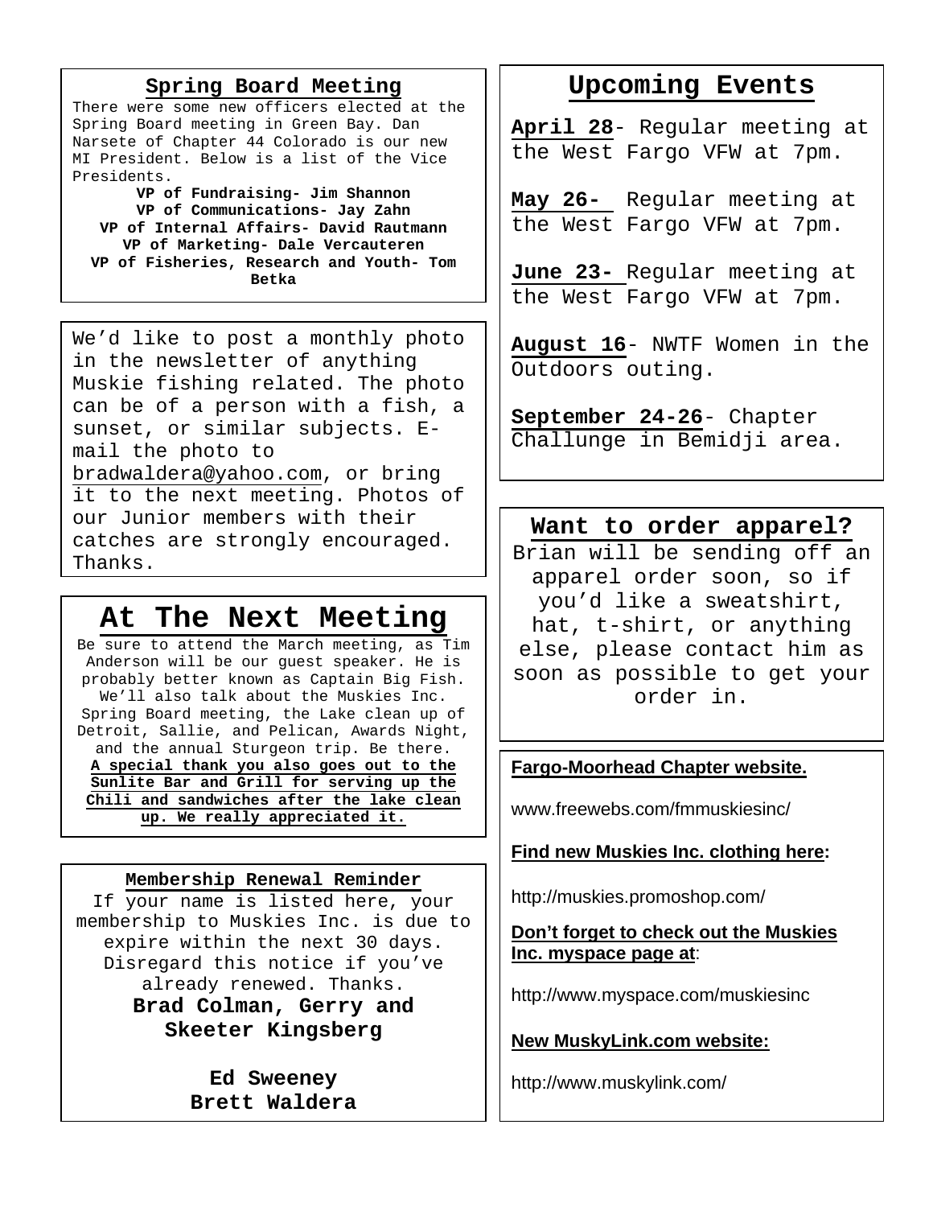## Spring Board Meeting

There were some new officers elected at the Spring Board meeting in Green Bay. Dan Narsete of Chapter 44 Colorado is our new MI President. Below is a list of the Vice Presidents.

**VP of Fundraising- Jim Shannon**
**VP of Communications- Jay Zahn**
**VP of Internal Affairs- David Rautmann**
**VP of Marketing- Dale Vercauteren**
**VP of Fisheries, Research and Youth- Tom Betka**

We'd like to post a monthly photo in the newsletter of anything Muskie fishing related. The photo can be of a person with a fish, a sunset, or similar subjects. E-mail the photo to bradwaldera@yahoo.com, or bring it to the next meeting. Photos of our Junior members with their catches are strongly encouraged. Thanks.

## At The Next Meeting

Be sure to attend the March meeting, as Tim Anderson will be our guest speaker. He is probably better known as Captain Big Fish. We'll also talk about the Muskies Inc. Spring Board meeting, the Lake clean up of Detroit, Sallie, and Pelican, Awards Night, and the annual Sturgeon trip. Be there.

**A special thank you also goes out to the Sunlite Bar and Grill for serving up the Chili and sandwiches after the lake clean up. We really appreciated it.**

## Membership Renewal Reminder

If your name is listed here, your membership to Muskies Inc. is due to expire within the next 30 days. Disregard this notice if you've already renewed. Thanks.

**Brad Colman, Gerry and Skeeter Kingsberg**

**Ed Sweeney**
**Brett Waldera**

## Upcoming Events

**April 28**- Regular meeting at the West Fargo VFW at 7pm.

**May 26-** Regular meeting at the West Fargo VFW at 7pm.

**June 23-** Regular meeting at the West Fargo VFW at 7pm.

**August 16**- NWTF Women in the Outdoors outing.

**September 24-26**- Chapter Challunge in Bemidji area.

## Want to order apparel?

Brian will be sending off an apparel order soon, so if you'd like a sweatshirt, hat, t-shirt, or anything else, please contact him as soon as possible to get your order in.

**Fargo-Moorhead Chapter website.**

www.freewebs.com/fmmuskiesinc/

**Find new Muskies Inc. clothing here:**

http://muskies.promoshop.com/

**Don't forget to check out the Muskies Inc. myspace page at:**

http://www.myspace.com/muskiesinc

**New MuskyLink.com website:**

http://www.muskylink.com/